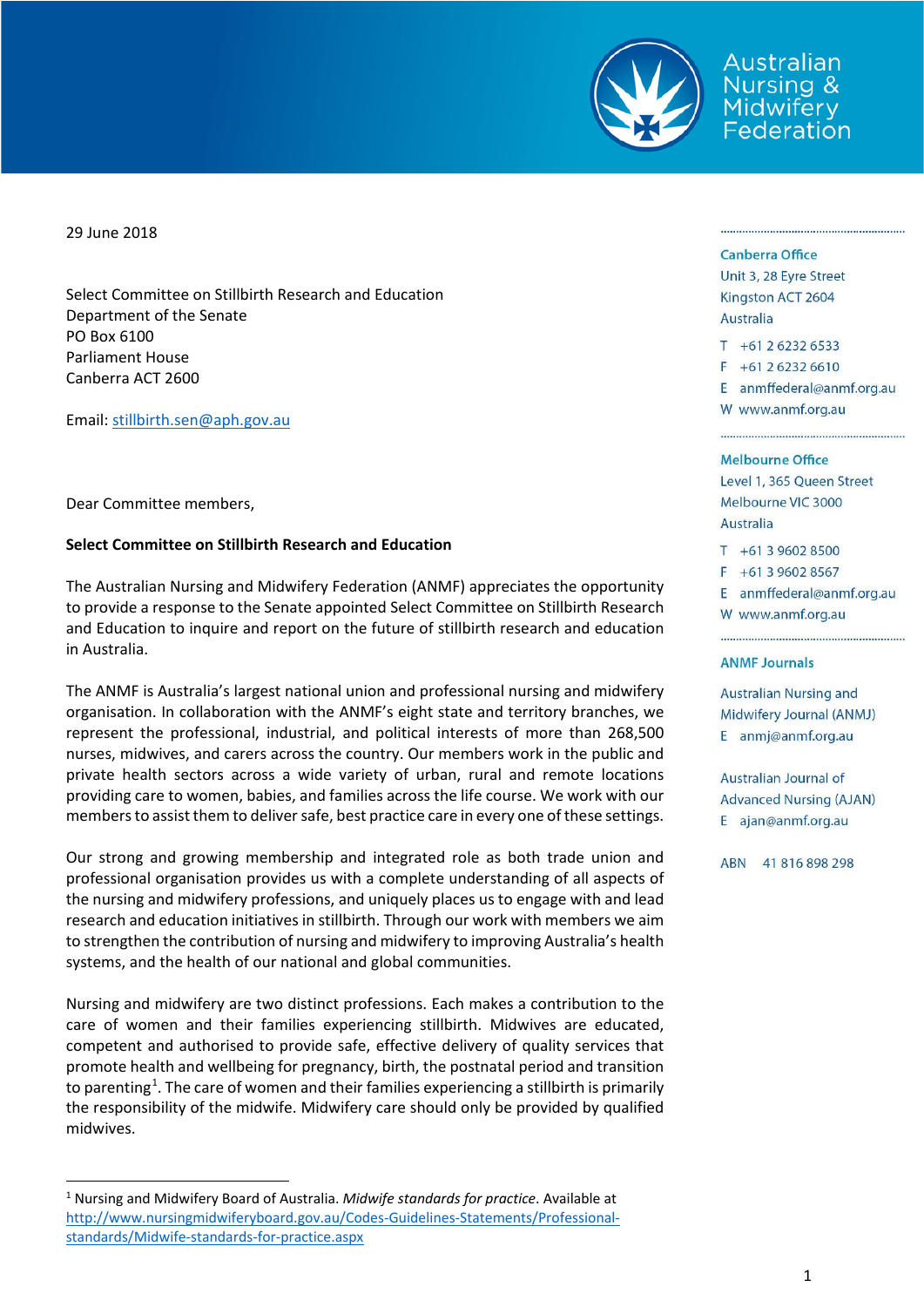Australian Nursing & Midwifery Federation

29 June 2018

Select Committee on Stillbirth Research and Education
Department of the Senate
PO Box 6100
Parliament House
Canberra ACT 2600

Email: stillbirth.sen@aph.gov.au

Canberra Office
Unit 3, 28 Eyre Street
Kingston ACT 2604
Australia

T +61 2 6232 6533
F +61 2 6232 6610
E anmffederal@anmf.org.au
W www.anmf.org.au

Melbourne Office
Level 1, 365 Queen Street
Melbourne VIC 3000
Australia

T +61 3 9602 8500
F +61 3 9602 8567
E anmffederal@anmf.org.au
W www.anmf.org.au

ANMF Journals

Australian Nursing and Midwifery Journal (ANMJ)
E anmj@anmf.org.au

Australian Journal of Advanced Nursing (AJAN)
E ajan@anmf.org.au

ABN 41 816 898 298

Dear Committee members,

**Select Committee on Stillbirth Research and Education**

The Australian Nursing and Midwifery Federation (ANMF) appreciates the opportunity to provide a response to the Senate appointed Select Committee on Stillbirth Research and Education to inquire and report on the future of stillbirth research and education in Australia.

The ANMF is Australia's largest national union and professional nursing and midwifery organisation. In collaboration with the ANMF's eight state and territory branches, we represent the professional, industrial, and political interests of more than 268,500 nurses, midwives, and carers across the country. Our members work in the public and private health sectors across a wide variety of urban, rural and remote locations providing care to women, babies, and families across the life course. We work with our members to assist them to deliver safe, best practice care in every one of these settings.

Our strong and growing membership and integrated role as both trade union and professional organisation provides us with a complete understanding of all aspects of the nursing and midwifery professions, and uniquely places us to engage with and lead research and education initiatives in stillbirth. Through our work with members we aim to strengthen the contribution of nursing and midwifery to improving Australia's health systems, and the health of our national and global communities.

Nursing and midwifery are two distinct professions. Each makes a contribution to the care of women and their families experiencing stillbirth. Midwives are educated, competent and authorised to provide safe, effective delivery of quality services that promote health and wellbeing for pregnancy, birth, the postnatal period and transition to parenting[1]. The care of women and their families experiencing a stillbirth is primarily the responsibility of the midwife. Midwifery care should only be provided by qualified midwives.

[1] Nursing and Midwifery Board of Australia. *Midwife standards for practice*. Available at http://www.nursingmidwiferyboard.gov.au/Codes-Guidelines-Statements/Professional-standards/Midwife-standards-for-practice.aspx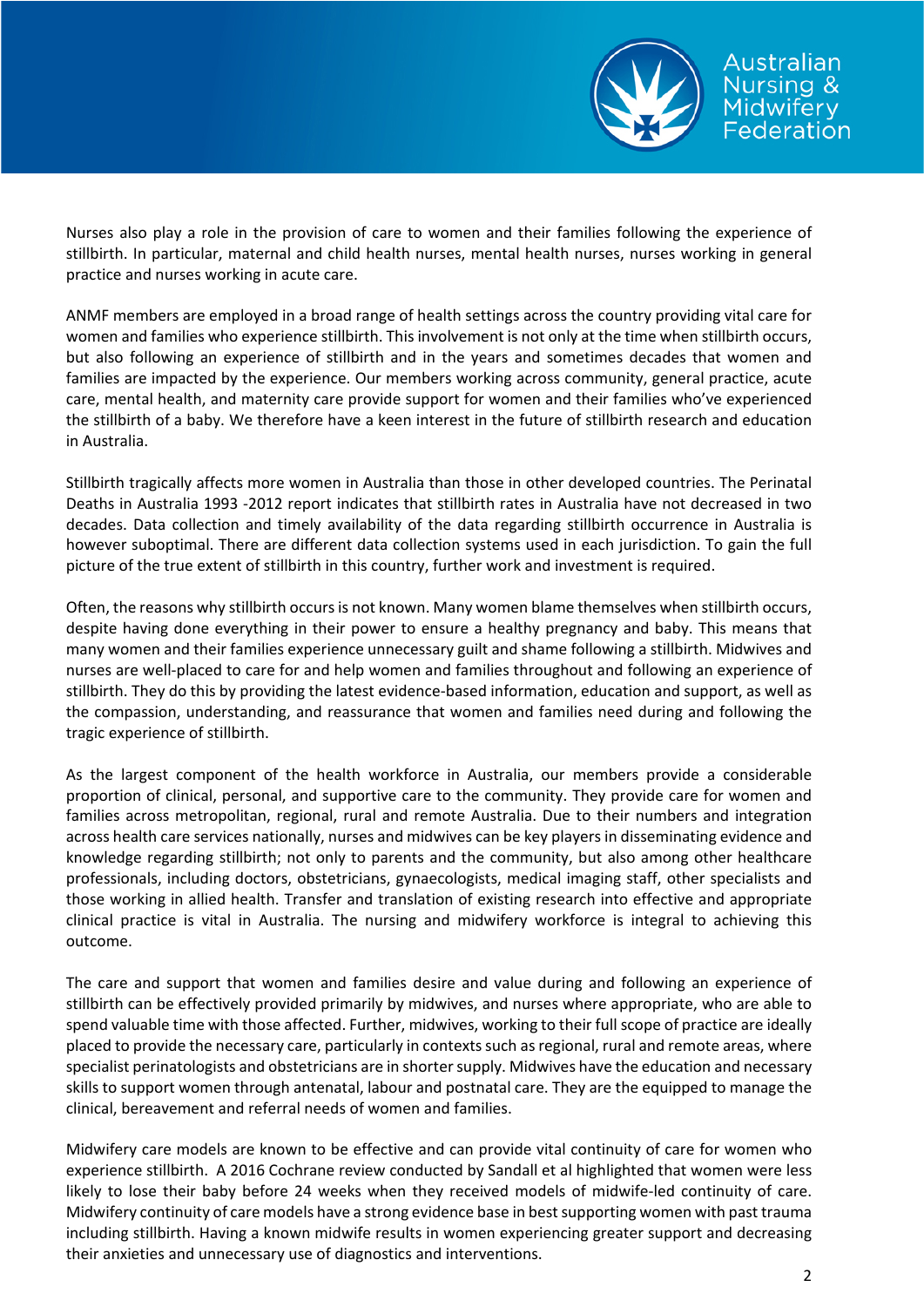Nurses also play a role in the provision of care to women and their families following the experience of stillbirth. In particular, maternal and child health nurses, mental health nurses, nurses working in general practice and nurses working in acute care.

ANMF members are employed in a broad range of health settings across the country providing vital care for women and families who experience stillbirth. This involvement is not only at the time when stillbirth occurs, but also following an experience of stillbirth and in the years and sometimes decades that women and families are impacted by the experience. Our members working across community, general practice, acute care, mental health, and maternity care provide support for women and their families who've experienced the stillbirth of a baby. We therefore have a keen interest in the future of stillbirth research and education in Australia.

Stillbirth tragically affects more women in Australia than those in other developed countries. The Perinatal Deaths in Australia 1993 -2012 report indicates that stillbirth rates in Australia have not decreased in two decades. Data collection and timely availability of the data regarding stillbirth occurrence in Australia is however suboptimal. There are different data collection systems used in each jurisdiction. To gain the full picture of the true extent of stillbirth in this country, further work and investment is required.

Often, the reasons why stillbirth occurs is not known. Many women blame themselves when stillbirth occurs, despite having done everything in their power to ensure a healthy pregnancy and baby. This means that many women and their families experience unnecessary guilt and shame following a stillbirth. Midwives and nurses are well-placed to care for and help women and families throughout and following an experience of stillbirth. They do this by providing the latest evidence-based information, education and support, as well as the compassion, understanding, and reassurance that women and families need during and following the tragic experience of stillbirth.

As the largest component of the health workforce in Australia, our members provide a considerable proportion of clinical, personal, and supportive care to the community. They provide care for women and families across metropolitan, regional, rural and remote Australia. Due to their numbers and integration across health care services nationally, nurses and midwives can be key players in disseminating evidence and knowledge regarding stillbirth; not only to parents and the community, but also among other healthcare professionals, including doctors, obstetricians, gynaecologists, medical imaging staff, other specialists and those working in allied health. Transfer and translation of existing research into effective and appropriate clinical practice is vital in Australia. The nursing and midwifery workforce is integral to achieving this outcome.

The care and support that women and families desire and value during and following an experience of stillbirth can be effectively provided primarily by midwives, and nurses where appropriate, who are able to spend valuable time with those affected. Further, midwives, working to their full scope of practice are ideally placed to provide the necessary care, particularly in contexts such as regional, rural and remote areas, where specialist perinatologists and obstetricians are in shorter supply. Midwives have the education and necessary skills to support women through antenatal, labour and postnatal care. They are the equipped to manage the clinical, bereavement and referral needs of women and families.

Midwifery care models are known to be effective and can provide vital continuity of care for women who experience stillbirth. A 2016 Cochrane review conducted by Sandall et al highlighted that women were less likely to lose their baby before 24 weeks when they received models of midwife-led continuity of care. Midwifery continuity of care models have a strong evidence base in best supporting women with past trauma including stillbirth. Having a known midwife results in women experiencing greater support and decreasing their anxieties and unnecessary use of diagnostics and interventions.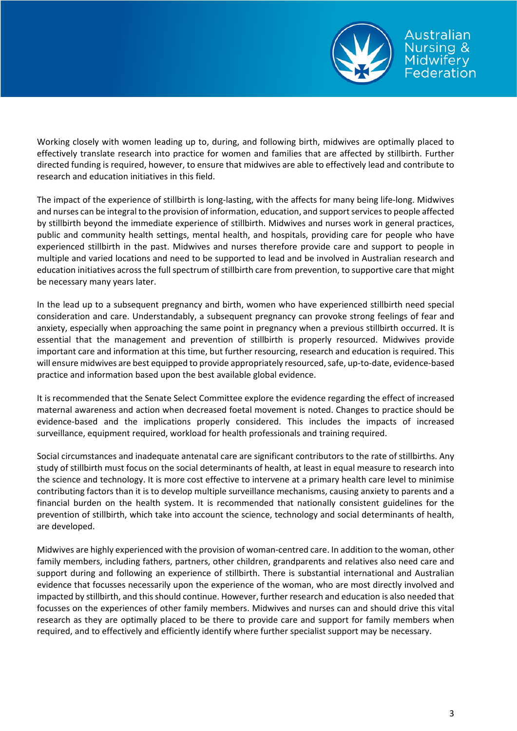Working closely with women leading up to, during, and following birth, midwives are optimally placed to effectively translate research into practice for women and families that are affected by stillbirth. Further directed funding is required, however, to ensure that midwives are able to effectively lead and contribute to research and education initiatives in this field.

The impact of the experience of stillbirth is long-lasting, with the affects for many being life-long. Midwives and nurses can be integral to the provision of information, education, and support services to people affected by stillbirth beyond the immediate experience of stillbirth. Midwives and nurses work in general practices, public and community health settings, mental health, and hospitals, providing care for people who have experienced stillbirth in the past. Midwives and nurses therefore provide care and support to people in multiple and varied locations and need to be supported to lead and be involved in Australian research and education initiatives across the full spectrum of stillbirth care from prevention, to supportive care that might be necessary many years later.

In the lead up to a subsequent pregnancy and birth, women who have experienced stillbirth need special consideration and care. Understandably, a subsequent pregnancy can provoke strong feelings of fear and anxiety, especially when approaching the same point in pregnancy when a previous stillbirth occurred. It is essential that the management and prevention of stillbirth is properly resourced. Midwives provide important care and information at this time, but further resourcing, research and education is required. This will ensure midwives are best equipped to provide appropriately resourced, safe, up-to-date, evidence-based practice and information based upon the best available global evidence.

It is recommended that the Senate Select Committee explore the evidence regarding the effect of increased maternal awareness and action when decreased foetal movement is noted. Changes to practice should be evidence-based and the implications properly considered. This includes the impacts of increased surveillance, equipment required, workload for health professionals and training required.

Social circumstances and inadequate antenatal care are significant contributors to the rate of stillbirths. Any study of stillbirth must focus on the social determinants of health, at least in equal measure to research into the science and technology. It is more cost effective to intervene at a primary health care level to minimise contributing factors than it is to develop multiple surveillance mechanisms, causing anxiety to parents and a financial burden on the health system. It is recommended that nationally consistent guidelines for the prevention of stillbirth, which take into account the science, technology and social determinants of health, are developed.

Midwives are highly experienced with the provision of woman-centred care. In addition to the woman, other family members, including fathers, partners, other children, grandparents and relatives also need care and support during and following an experience of stillbirth. There is substantial international and Australian evidence that focusses necessarily upon the experience of the woman, who are most directly involved and impacted by stillbirth, and this should continue. However, further research and education is also needed that focusses on the experiences of other family members. Midwives and nurses can and should drive this vital research as they are optimally placed to be there to provide care and support for family members when required, and to effectively and efficiently identify where further specialist support may be necessary.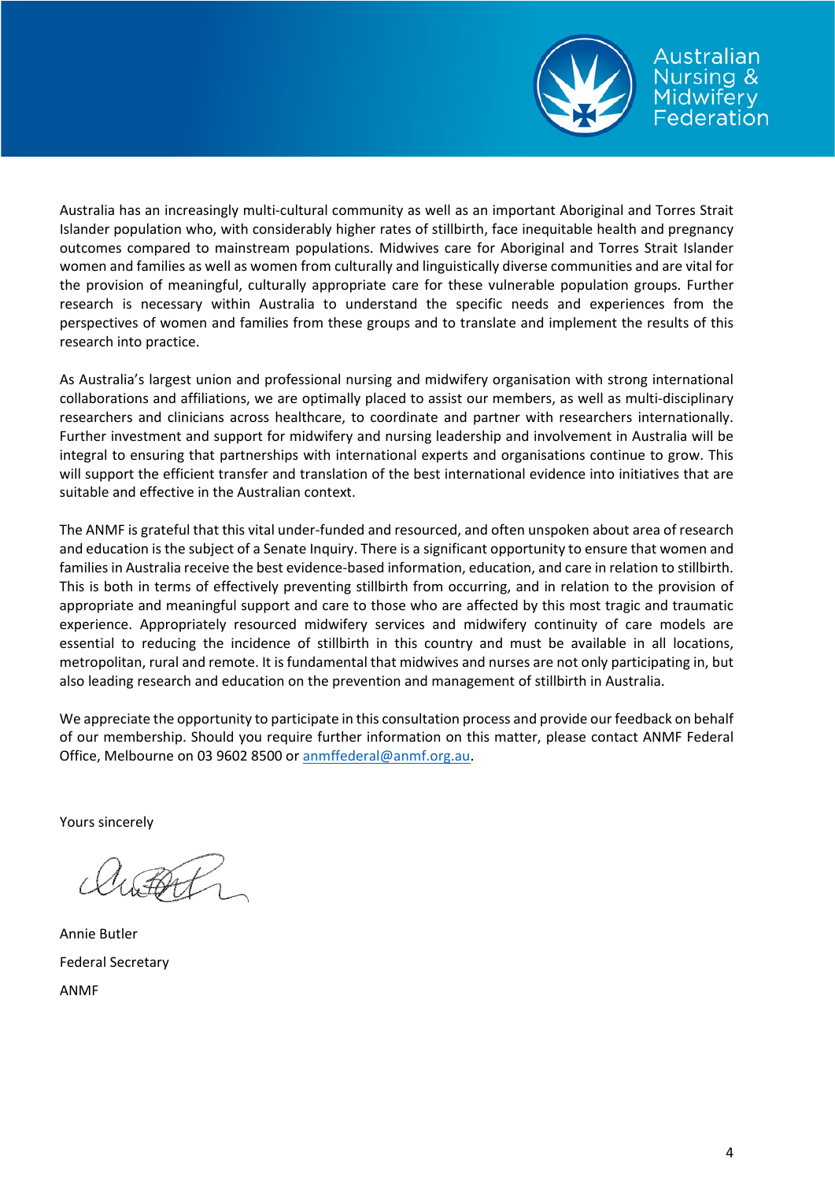Australia has an increasingly multi-cultural community as well as an important Aboriginal and Torres Strait Islander population who, with considerably higher rates of stillbirth, face inequitable health and pregnancy outcomes compared to mainstream populations. Midwives care for Aboriginal and Torres Strait Islander women and families as well as women from culturally and linguistically diverse communities and are vital for the provision of meaningful, culturally appropriate care for these vulnerable population groups. Further research is necessary within Australia to understand the specific needs and experiences from the perspectives of women and families from these groups and to translate and implement the results of this research into practice.

As Australia's largest union and professional nursing and midwifery organisation with strong international collaborations and affiliations, we are optimally placed to assist our members, as well as multi-disciplinary researchers and clinicians across healthcare, to coordinate and partner with researchers internationally. Further investment and support for midwifery and nursing leadership and involvement in Australia will be integral to ensuring that partnerships with international experts and organisations continue to grow. This will support the efficient transfer and translation of the best international evidence into initiatives that are suitable and effective in the Australian context.

The ANMF is grateful that this vital under-funded and resourced, and often unspoken about area of research and education is the subject of a Senate Inquiry. There is a significant opportunity to ensure that women and families in Australia receive the best evidence-based information, education, and care in relation to stillbirth. This is both in terms of effectively preventing stillbirth from occurring, and in relation to the provision of appropriate and meaningful support and care to those who are affected by this most tragic and traumatic experience. Appropriately resourced midwifery services and midwifery continuity of care models are essential to reducing the incidence of stillbirth in this country and must be available in all locations, metropolitan, rural and remote. It is fundamental that midwives and nurses are not only participating in, but also leading research and education on the prevention and management of stillbirth in Australia.

We appreciate the opportunity to participate in this consultation process and provide our feedback on behalf of our membership. Should you require further information on this matter, please contact ANMF Federal Office, Melbourne on 03 9602 8500 or anmffederal@anmf.org.au.

Yours sincerely

Annie Butler

Federal Secretary

ANMF